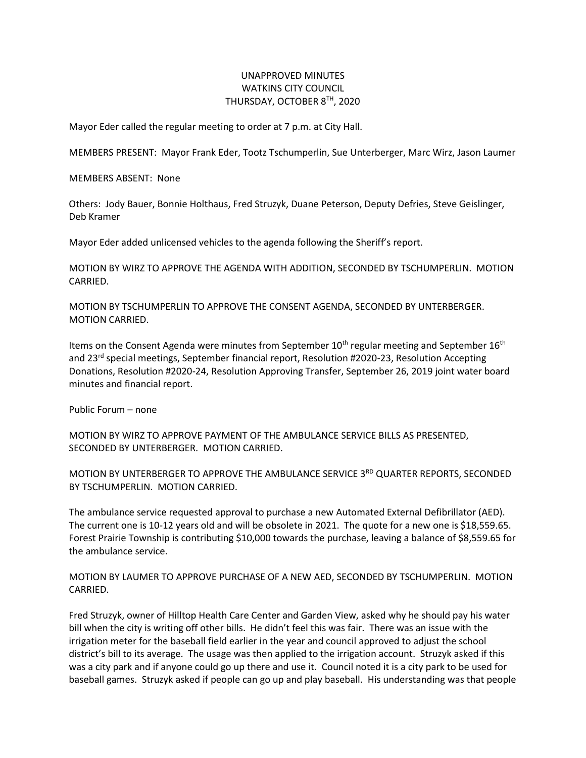UNAPPROVED MINUTES
WATKINS CITY COUNCIL
THURSDAY, OCTOBER 8TH, 2020

Mayor Eder called the regular meeting to order at 7 p.m. at City Hall.

MEMBERS PRESENT: Mayor Frank Eder, Tootz Tschumperlin, Sue Unterberger, Marc Wirz, Jason Laumer

MEMBERS ABSENT: None

Others: Jody Bauer, Bonnie Holthaus, Fred Struzyk, Duane Peterson, Deputy Defries, Steve Geislinger, Deb Kramer

Mayor Eder added unlicensed vehicles to the agenda following the Sheriff's report.

MOTION BY WIRZ TO APPROVE THE AGENDA WITH ADDITION, SECONDED BY TSCHUMPERLIN. MOTION CARRIED.

MOTION BY TSCHUMPERLIN TO APPROVE THE CONSENT AGENDA, SECONDED BY UNTERBERGER. MOTION CARRIED.

Items on the Consent Agenda were minutes from September 10th regular meeting and September 16th and 23rd special meetings, September financial report, Resolution #2020-23, Resolution Accepting Donations, Resolution #2020-24, Resolution Approving Transfer, September 26, 2019 joint water board minutes and financial report.

Public Forum – none

MOTION BY WIRZ TO APPROVE PAYMENT OF THE AMBULANCE SERVICE BILLS AS PRESENTED, SECONDED BY UNTERBERGER. MOTION CARRIED.

MOTION BY UNTERBERGER TO APPROVE THE AMBULANCE SERVICE 3RD QUARTER REPORTS, SECONDED BY TSCHUMPERLIN. MOTION CARRIED.

The ambulance service requested approval to purchase a new Automated External Defibrillator (AED). The current one is 10-12 years old and will be obsolete in 2021. The quote for a new one is $18,559.65. Forest Prairie Township is contributing $10,000 towards the purchase, leaving a balance of $8,559.65 for the ambulance service.

MOTION BY LAUMER TO APPROVE PURCHASE OF A NEW AED, SECONDED BY TSCHUMPERLIN. MOTION CARRIED.

Fred Struzyk, owner of Hilltop Health Care Center and Garden View, asked why he should pay his water bill when the city is writing off other bills. He didn't feel this was fair. There was an issue with the irrigation meter for the baseball field earlier in the year and council approved to adjust the school district's bill to its average. The usage was then applied to the irrigation account. Struzyk asked if this was a city park and if anyone could go up there and use it. Council noted it is a city park to be used for baseball games. Struzyk asked if people can go up and play baseball. His understanding was that people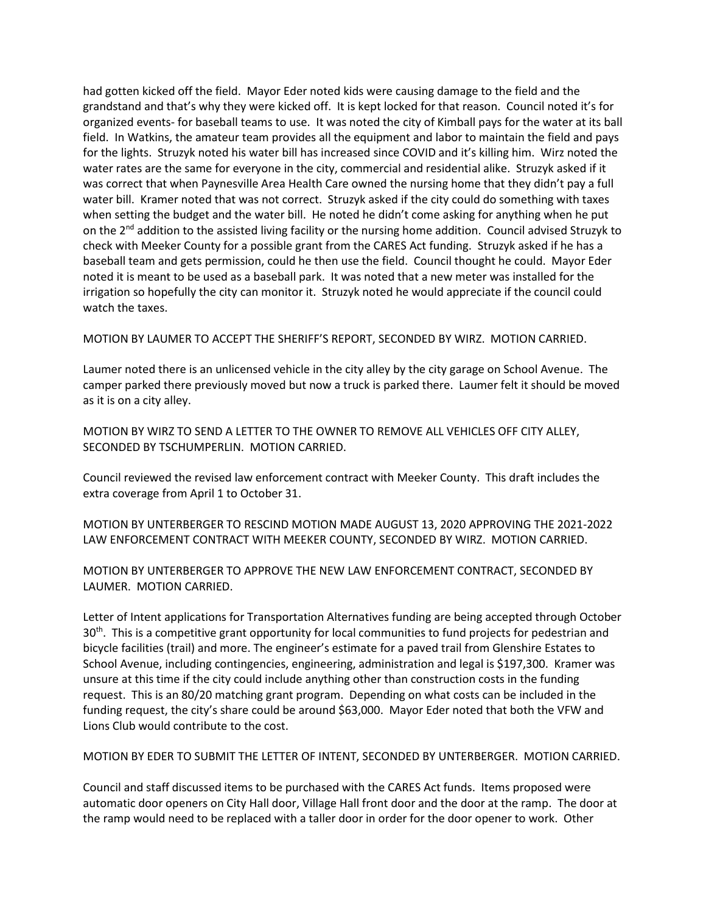had gotten kicked off the field. Mayor Eder noted kids were causing damage to the field and the grandstand and that's why they were kicked off. It is kept locked for that reason. Council noted it's for organized events- for baseball teams to use. It was noted the city of Kimball pays for the water at its ball field. In Watkins, the amateur team provides all the equipment and labor to maintain the field and pays for the lights. Struzyk noted his water bill has increased since COVID and it's killing him. Wirz noted the water rates are the same for everyone in the city, commercial and residential alike. Struzyk asked if it was correct that when Paynesville Area Health Care owned the nursing home that they didn't pay a full water bill. Kramer noted that was not correct. Struzyk asked if the city could do something with taxes when setting the budget and the water bill. He noted he didn't come asking for anything when he put on the 2nd addition to the assisted living facility or the nursing home addition. Council advised Struzyk to check with Meeker County for a possible grant from the CARES Act funding. Struzyk asked if he has a baseball team and gets permission, could he then use the field. Council thought he could. Mayor Eder noted it is meant to be used as a baseball park. It was noted that a new meter was installed for the irrigation so hopefully the city can monitor it. Struzyk noted he would appreciate if the council could watch the taxes.

MOTION BY LAUMER TO ACCEPT THE SHERIFF'S REPORT, SECONDED BY WIRZ. MOTION CARRIED.

Laumer noted there is an unlicensed vehicle in the city alley by the city garage on School Avenue. The camper parked there previously moved but now a truck is parked there. Laumer felt it should be moved as it is on a city alley.

MOTION BY WIRZ TO SEND A LETTER TO THE OWNER TO REMOVE ALL VEHICLES OFF CITY ALLEY, SECONDED BY TSCHUMPERLIN. MOTION CARRIED.

Council reviewed the revised law enforcement contract with Meeker County. This draft includes the extra coverage from April 1 to October 31.

MOTION BY UNTERBERGER TO RESCIND MOTION MADE AUGUST 13, 2020 APPROVING THE 2021-2022 LAW ENFORCEMENT CONTRACT WITH MEEKER COUNTY, SECONDED BY WIRZ. MOTION CARRIED.

MOTION BY UNTERBERGER TO APPROVE THE NEW LAW ENFORCEMENT CONTRACT, SECONDED BY LAUMER. MOTION CARRIED.

Letter of Intent applications for Transportation Alternatives funding are being accepted through October 30th. This is a competitive grant opportunity for local communities to fund projects for pedestrian and bicycle facilities (trail) and more. The engineer's estimate for a paved trail from Glenshire Estates to School Avenue, including contingencies, engineering, administration and legal is $197,300. Kramer was unsure at this time if the city could include anything other than construction costs in the funding request. This is an 80/20 matching grant program. Depending on what costs can be included in the funding request, the city's share could be around $63,000. Mayor Eder noted that both the VFW and Lions Club would contribute to the cost.

MOTION BY EDER TO SUBMIT THE LETTER OF INTENT, SECONDED BY UNTERBERGER. MOTION CARRIED.

Council and staff discussed items to be purchased with the CARES Act funds. Items proposed were automatic door openers on City Hall door, Village Hall front door and the door at the ramp. The door at the ramp would need to be replaced with a taller door in order for the door opener to work. Other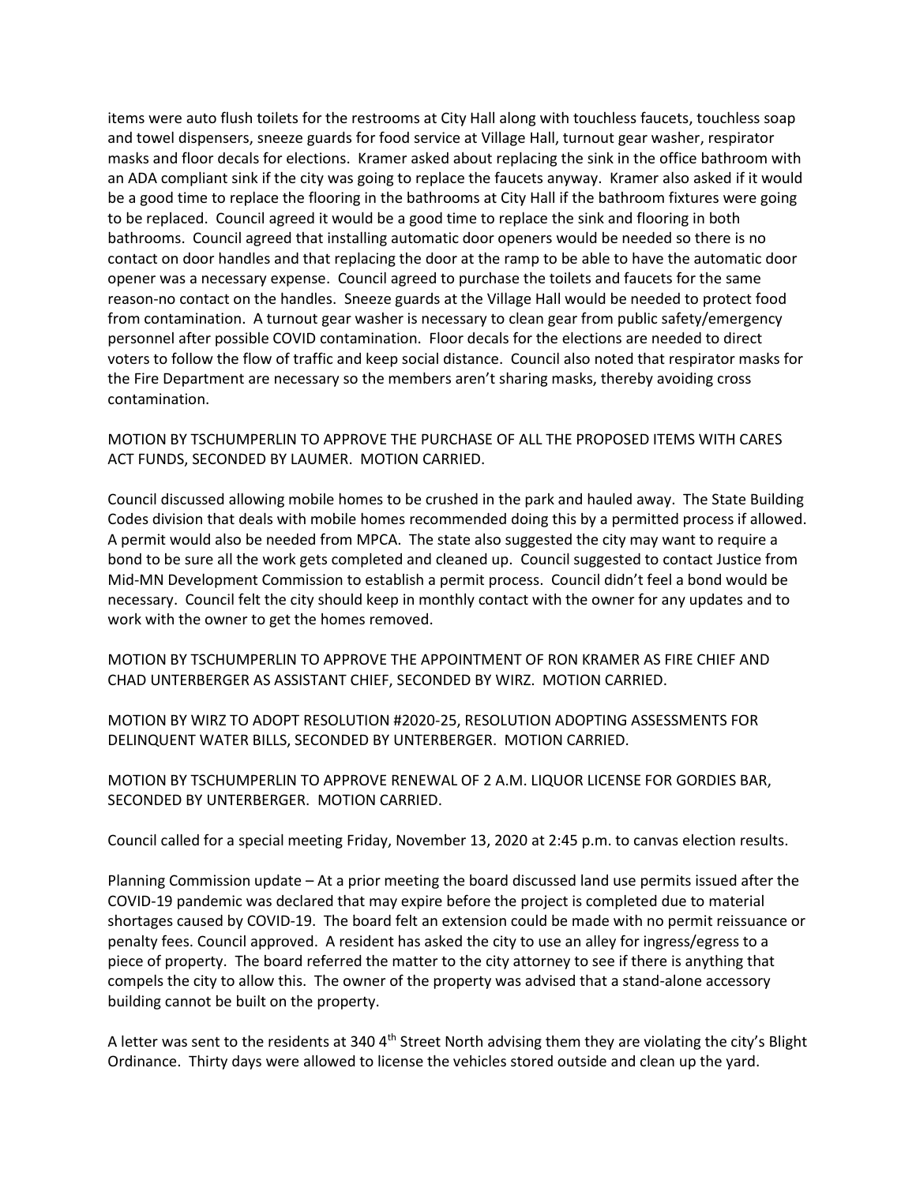items were auto flush toilets for the restrooms at City Hall along with touchless faucets, touchless soap and towel dispensers, sneeze guards for food service at Village Hall, turnout gear washer, respirator masks and floor decals for elections. Kramer asked about replacing the sink in the office bathroom with an ADA compliant sink if the city was going to replace the faucets anyway. Kramer also asked if it would be a good time to replace the flooring in the bathrooms at City Hall if the bathroom fixtures were going to be replaced. Council agreed it would be a good time to replace the sink and flooring in both bathrooms. Council agreed that installing automatic door openers would be needed so there is no contact on door handles and that replacing the door at the ramp to be able to have the automatic door opener was a necessary expense. Council agreed to purchase the toilets and faucets for the same reason-no contact on the handles. Sneeze guards at the Village Hall would be needed to protect food from contamination. A turnout gear washer is necessary to clean gear from public safety/emergency personnel after possible COVID contamination. Floor decals for the elections are needed to direct voters to follow the flow of traffic and keep social distance. Council also noted that respirator masks for the Fire Department are necessary so the members aren't sharing masks, thereby avoiding cross contamination.

MOTION BY TSCHUMPERLIN TO APPROVE THE PURCHASE OF ALL THE PROPOSED ITEMS WITH CARES ACT FUNDS, SECONDED BY LAUMER. MOTION CARRIED.

Council discussed allowing mobile homes to be crushed in the park and hauled away. The State Building Codes division that deals with mobile homes recommended doing this by a permitted process if allowed. A permit would also be needed from MPCA. The state also suggested the city may want to require a bond to be sure all the work gets completed and cleaned up. Council suggested to contact Justice from Mid-MN Development Commission to establish a permit process. Council didn't feel a bond would be necessary. Council felt the city should keep in monthly contact with the owner for any updates and to work with the owner to get the homes removed.

MOTION BY TSCHUMPERLIN TO APPROVE THE APPOINTMENT OF RON KRAMER AS FIRE CHIEF AND CHAD UNTERBERGER AS ASSISTANT CHIEF, SECONDED BY WIRZ. MOTION CARRIED.

MOTION BY WIRZ TO ADOPT RESOLUTION #2020-25, RESOLUTION ADOPTING ASSESSMENTS FOR DELINQUENT WATER BILLS, SECONDED BY UNTERBERGER. MOTION CARRIED.

MOTION BY TSCHUMPERLIN TO APPROVE RENEWAL OF 2 A.M. LIQUOR LICENSE FOR GORDIES BAR, SECONDED BY UNTERBERGER. MOTION CARRIED.

Council called for a special meeting Friday, November 13, 2020 at 2:45 p.m. to canvas election results.

Planning Commission update – At a prior meeting the board discussed land use permits issued after the COVID-19 pandemic was declared that may expire before the project is completed due to material shortages caused by COVID-19. The board felt an extension could be made with no permit reissuance or penalty fees. Council approved. A resident has asked the city to use an alley for ingress/egress to a piece of property. The board referred the matter to the city attorney to see if there is anything that compels the city to allow this. The owner of the property was advised that a stand-alone accessory building cannot be built on the property.

A letter was sent to the residents at 340 4th Street North advising them they are violating the city's Blight Ordinance. Thirty days were allowed to license the vehicles stored outside and clean up the yard.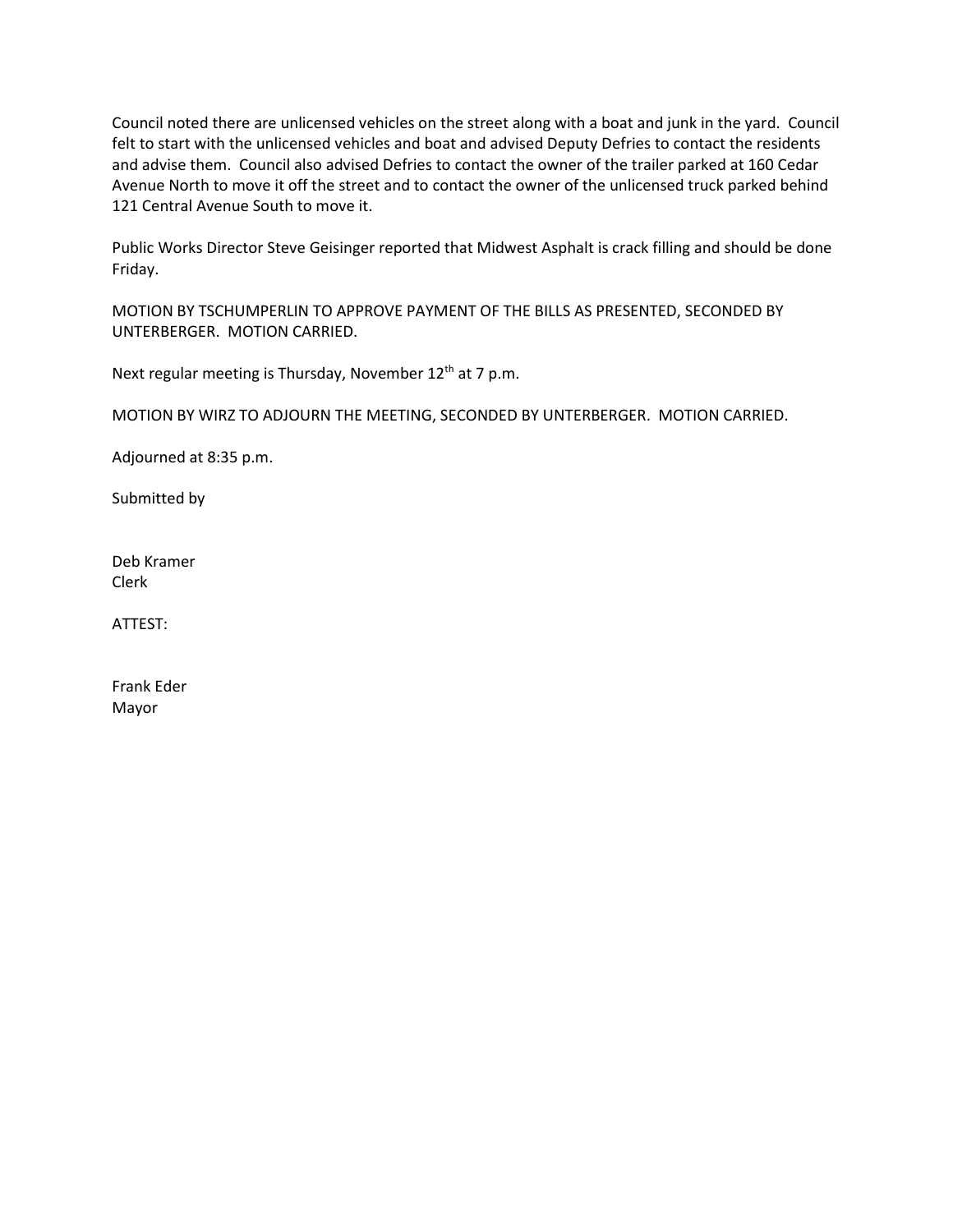Council noted there are unlicensed vehicles on the street along with a boat and junk in the yard. Council felt to start with the unlicensed vehicles and boat and advised Deputy Defries to contact the residents and advise them. Council also advised Defries to contact the owner of the trailer parked at 160 Cedar Avenue North to move it off the street and to contact the owner of the unlicensed truck parked behind 121 Central Avenue South to move it.

Public Works Director Steve Geisinger reported that Midwest Asphalt is crack filling and should be done Friday.

MOTION BY TSCHUMPERLIN TO APPROVE PAYMENT OF THE BILLS AS PRESENTED, SECONDED BY UNTERBERGER. MOTION CARRIED.

Next regular meeting is Thursday, November 12th at 7 p.m.

MOTION BY WIRZ TO ADJOURN THE MEETING, SECONDED BY UNTERBERGER. MOTION CARRIED.

Adjourned at 8:35 p.m.

Submitted by

Deb Kramer
Clerk

ATTEST:

Frank Eder
Mayor